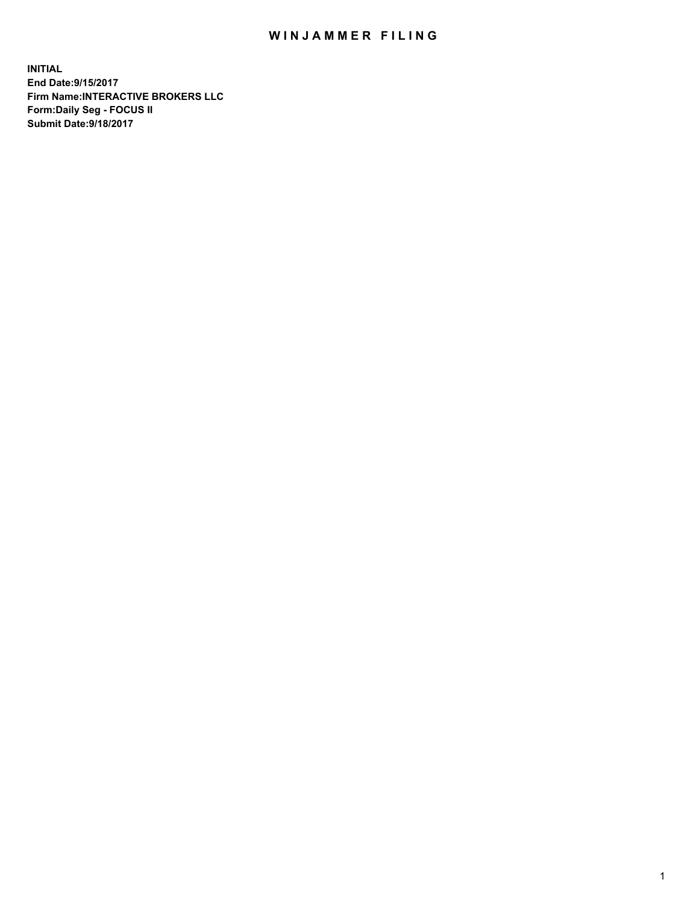# WINJAMMER FILING

**INITIAL**
**End Date:9/15/2017**
**Firm Name:INTERACTIVE BROKERS LLC**
**Form:Daily Seg - FOCUS II**
**Submit Date:9/18/2017**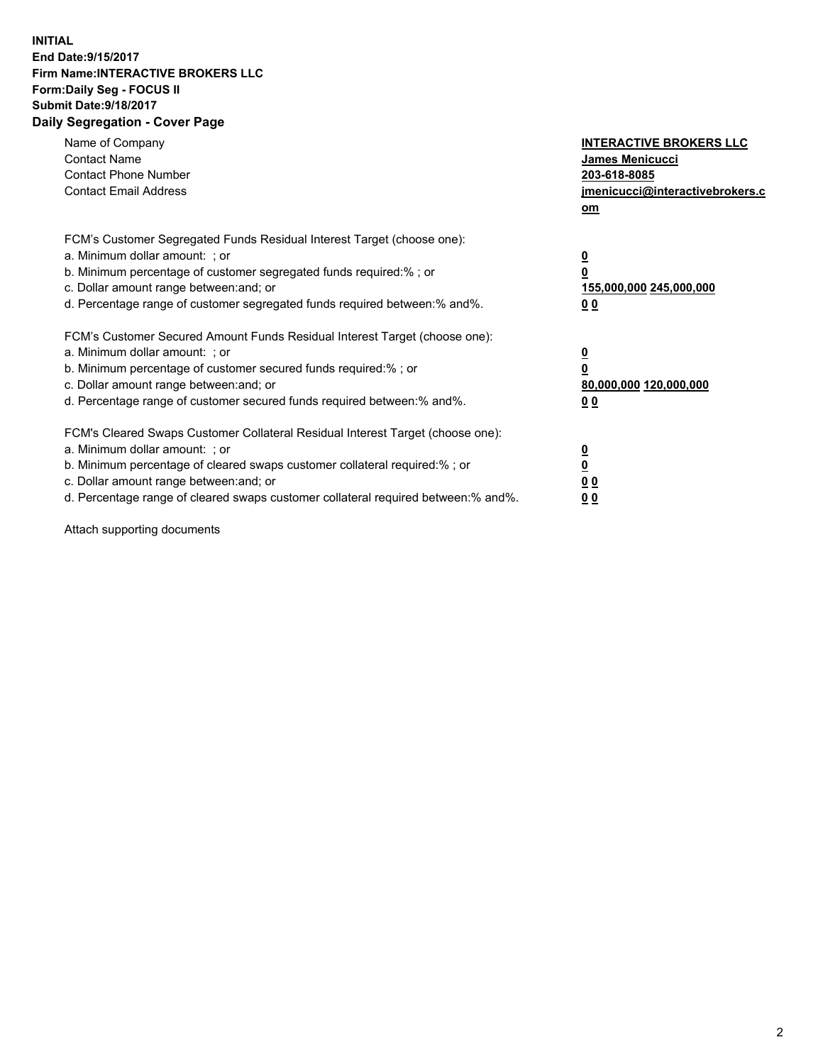**INITIAL**
**End Date:9/15/2017**
**Firm Name:INTERACTIVE BROKERS LLC**
**Form:Daily Seg - FOCUS II**
**Submit Date:9/18/2017**
**Daily Segregation - Cover Page**

| | |
|---|---|
| Name of Company | **INTERACTIVE BROKERS LLC** |
| Contact Name | **James Menicucci** |
| Contact Phone Number | **203-618-8085** |
| Contact Email Address | **jmenicucci@interactivebrokers.com** |

FCM's Customer Segregated Funds Residual Interest Target (choose one):

| | |
|---|---|
| a. Minimum dollar amount: ; or | **0** |
| b. Minimum percentage of customer segregated funds required:% ; or | **0** |
| c. Dollar amount range between:and; or | **155,000,000 245,000,000** |
| d. Percentage range of customer segregated funds required between:% and%. | **0 0** |

FCM's Customer Secured Amount Funds Residual Interest Target (choose one):

| | |
|---|---|
| a. Minimum dollar amount: ; or | **0** |
| b. Minimum percentage of customer secured funds required:% ; or | **0** |
| c. Dollar amount range between:and; or | **80,000,000 120,000,000** |
| d. Percentage range of customer secured funds required between:% and%. | **0 0** |

FCM's Cleared Swaps Customer Collateral Residual Interest Target (choose one):

| | |
|---|---|
| a. Minimum dollar amount: ; or | **0** |
| b. Minimum percentage of cleared swaps customer collateral required:% ; or | **0** |
| c. Dollar amount range between:and; or | **0 0** |
| d. Percentage range of cleared swaps customer collateral required between:% and%. | **0 0** |

Attach supporting documents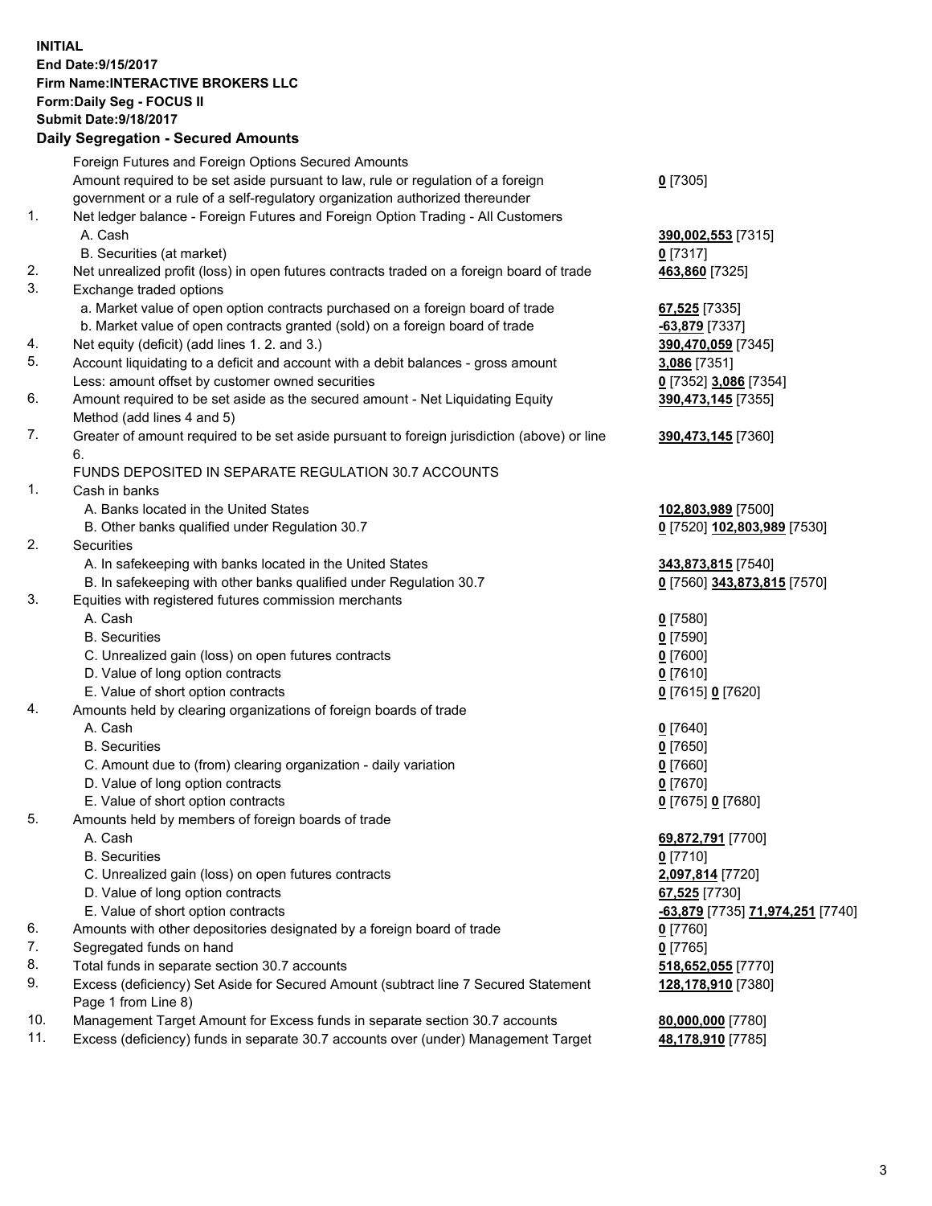**INITIAL**
**End Date:9/15/2017**
**Firm Name:INTERACTIVE BROKERS LLC**
**Form:Daily Seg - FOCUS II**
**Submit Date:9/18/2017**

## Daily Segregation - Secured Amounts

| | | |
|---|---|---|
| | Foreign Futures and Foreign Options Secured Amounts | |
| | Amount required to be set aside pursuant to law, rule or regulation of a foreign government or a rule of a self-regulatory organization authorized thereunder | **0** [7305] |
| 1. | Net ledger balance - Foreign Futures and Foreign Option Trading - All Customers | |
| | A. Cash | **390,002,553** [7315] |
| | B. Securities (at market) | **0** [7317] |
| 2. | Net unrealized profit (loss) in open futures contracts traded on a foreign board of trade | **463,860** [7325] |
| 3. | Exchange traded options | |
| | a. Market value of open option contracts purchased on a foreign board of trade | **67,525** [7335] |
| | b. Market value of open contracts granted (sold) on a foreign board of trade | **-63,879** [7337] |
| 4. | Net equity (deficit) (add lines 1. 2. and 3.) | **390,470,059** [7345] |
| 5. | Account liquidating to a deficit and account with a debit balances - gross amount | **3,086** [7351] |
| | Less: amount offset by customer owned securities | **0** [7352] **3,086** [7354] |
| 6. | Amount required to be set aside as the secured amount - Net Liquidating Equity Method (add lines 4 and 5) | **390,473,145** [7355] |
| 7. | Greater of amount required to be set aside pursuant to foreign jurisdiction (above) or line 6. | **390,473,145** [7360] |
| | FUNDS DEPOSITED IN SEPARATE REGULATION 30.7 ACCOUNTS | |
| 1. | Cash in banks | |
| | A. Banks located in the United States | **102,803,989** [7500] |
| | B. Other banks qualified under Regulation 30.7 | **0** [7520] **102,803,989** [7530] |
| 2. | Securities | |
| | A. In safekeeping with banks located in the United States | **343,873,815** [7540] |
| | B. In safekeeping with other banks qualified under Regulation 30.7 | **0** [7560] **343,873,815** [7570] |
| 3. | Equities with registered futures commission merchants | |
| | A. Cash | **0** [7580] |
| | B. Securities | **0** [7590] |
| | C. Unrealized gain (loss) on open futures contracts | **0** [7600] |
| | D. Value of long option contracts | **0** [7610] |
| | E. Value of short option contracts | **0** [7615] **0** [7620] |
| 4. | Amounts held by clearing organizations of foreign boards of trade | |
| | A. Cash | **0** [7640] |
| | B. Securities | **0** [7650] |
| | C. Amount due to (from) clearing organization - daily variation | **0** [7660] |
| | D. Value of long option contracts | **0** [7670] |
| | E. Value of short option contracts | **0** [7675] **0** [7680] |
| 5. | Amounts held by members of foreign boards of trade | |
| | A. Cash | **69,872,791** [7700] |
| | B. Securities | **0** [7710] |
| | C. Unrealized gain (loss) on open futures contracts | **2,097,814** [7720] |
| | D. Value of long option contracts | **67,525** [7730] |
| | E. Value of short option contracts | **-63,879** [7735] **71,974,251** [7740] |
| 6. | Amounts with other depositories designated by a foreign board of trade | **0** [7760] |
| 7. | Segregated funds on hand | **0** [7765] |
| 8. | Total funds in separate section 30.7 accounts | **518,652,055** [7770] |
| 9. | Excess (deficiency) Set Aside for Secured Amount (subtract line 7 Secured Statement Page 1 from Line 8) | **128,178,910** [7380] |
| 10. | Management Target Amount for Excess funds in separate section 30.7 accounts | **80,000,000** [7780] |
| 11. | Excess (deficiency) funds in separate 30.7 accounts over (under) Management Target | **48,178,910** [7785] |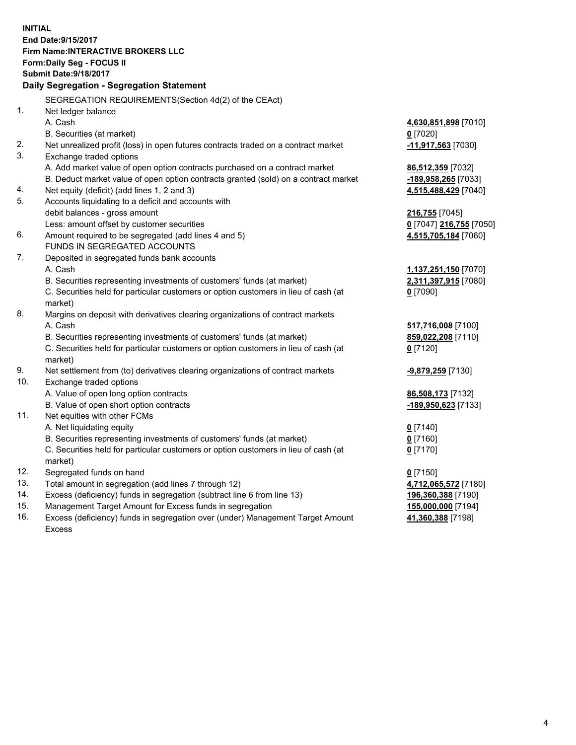**INITIAL**
**End Date:9/15/2017**
**Firm Name:INTERACTIVE BROKERS LLC**
**Form:Daily Seg - FOCUS II**
**Submit Date:9/18/2017**

**Daily Segregation - Segregation Statement**

| | | |
|---|---|---|
| | SEGREGATION REQUIREMENTS(Section 4d(2) of the CEAct) | |
| 1. | Net ledger balance | |
| | A. Cash | **4,630,851,898** [7010] |
| | B. Securities (at market) | **0** [7020] |
| 2. | Net unrealized profit (loss) in open futures contracts traded on a contract market | **-11,917,563** [7030] |
| 3. | Exchange traded options | |
| | A. Add market value of open option contracts purchased on a contract market | **86,512,359** [7032] |
| | B. Deduct market value of open option contracts granted (sold) on a contract market | **-189,958,265** [7033] |
| 4. | Net equity (deficit) (add lines 1, 2 and 3) | **4,515,488,429** [7040] |
| 5. | Accounts liquidating to a deficit and accounts with | |
| | debit balances - gross amount | **216,755** [7045] |
| | Less: amount offset by customer securities | **0** [7047] **216,755** [7050] |
| 6. | Amount required to be segregated (add lines 4 and 5) | **4,515,705,184** [7060] |
| | FUNDS IN SEGREGATED ACCOUNTS | |
| 7. | Deposited in segregated funds bank accounts | |
| | A. Cash | **1,137,251,150** [7070] |
| | B. Securities representing investments of customers' funds (at market) | **2,311,397,915** [7080] |
| | C. Securities held for particular customers or option customers in lieu of cash (at market) | **0** [7090] |
| 8. | Margins on deposit with derivatives clearing organizations of contract markets | |
| | A. Cash | **517,716,008** [7100] |
| | B. Securities representing investments of customers' funds (at market) | **859,022,208** [7110] |
| | C. Securities held for particular customers or option customers in lieu of cash (at market) | **0** [7120] |
| 9. | Net settlement from (to) derivatives clearing organizations of contract markets | **-9,879,259** [7130] |
| 10. | Exchange traded options | |
| | A. Value of open long option contracts | **86,508,173** [7132] |
| | B. Value of open short option contracts | **-189,950,623** [7133] |
| 11. | Net equities with other FCMs | |
| | A. Net liquidating equity | **0** [7140] |
| | B. Securities representing investments of customers' funds (at market) | **0** [7160] |
| | C. Securities held for particular customers or option customers in lieu of cash (at market) | **0** [7170] |
| 12. | Segregated funds on hand | **0** [7150] |
| 13. | Total amount in segregation (add lines 7 through 12) | **4,712,065,572** [7180] |
| 14. | Excess (deficiency) funds in segregation (subtract line 6 from line 13) | **196,360,388** [7190] |
| 15. | Management Target Amount for Excess funds in segregation | **155,000,000** [7194] |
| 16. | Excess (deficiency) funds in segregation over (under) Management Target Amount Excess | **41,360,388** [7198] |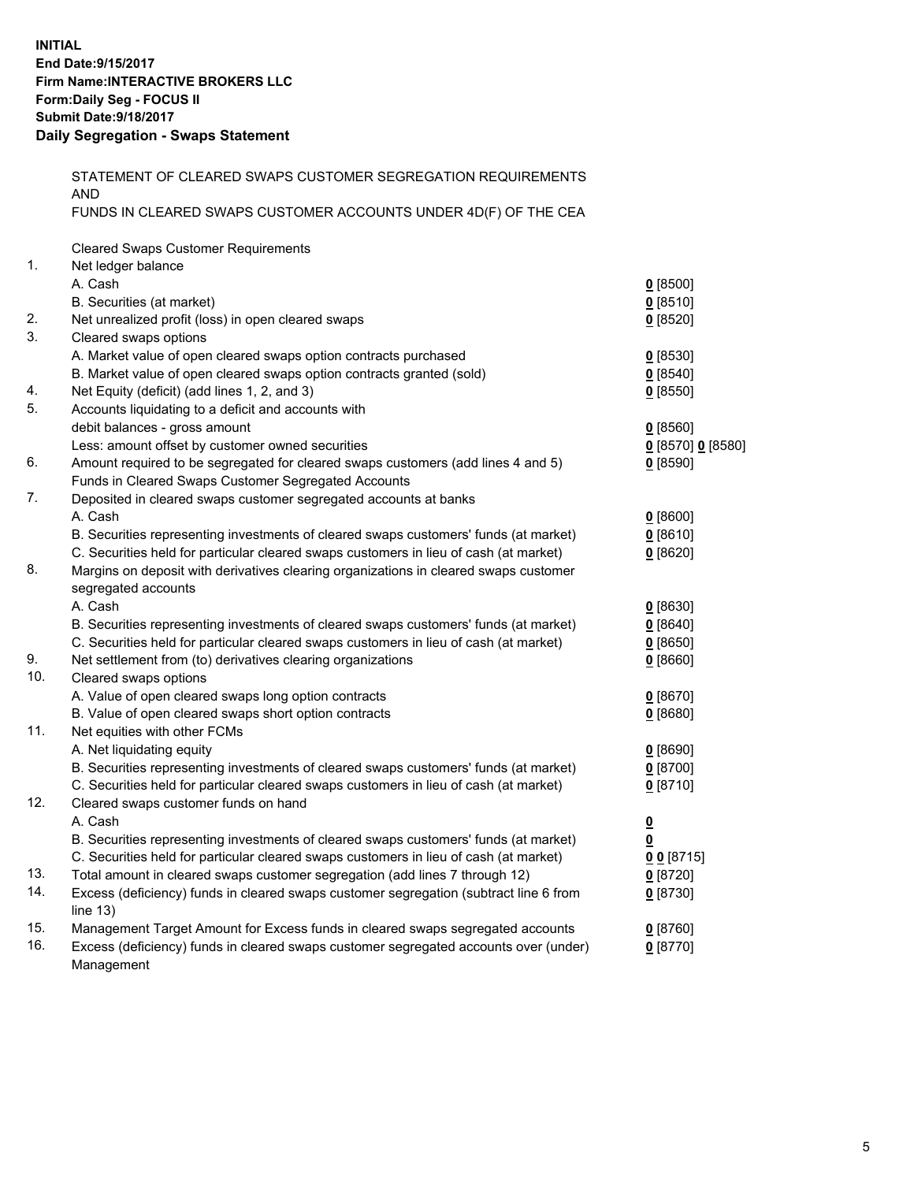**INITIAL**
**End Date:9/15/2017**
**Firm Name:INTERACTIVE BROKERS LLC**
**Form:Daily Seg - FOCUS II**
**Submit Date:9/18/2017**
**Daily Segregation - Swaps Statement**

STATEMENT OF CLEARED SWAPS CUSTOMER SEGREGATION REQUIREMENTS AND FUNDS IN CLEARED SWAPS CUSTOMER ACCOUNTS UNDER 4D(F) OF THE CEA

| | | |
|---|---|---|
| | Cleared Swaps Customer Requirements | |
| 1. | Net ledger balance | |
| | A. Cash | 0 [8500] |
| | B. Securities (at market) | 0 [8510] |
| 2. | Net unrealized profit (loss) in open cleared swaps | 0 [8520] |
| 3. | Cleared swaps options | |
| | A. Market value of open cleared swaps option contracts purchased | 0 [8530] |
| | B. Market value of open cleared swaps option contracts granted (sold) | 0 [8540] |
| 4. | Net Equity (deficit) (add lines 1, 2, and 3) | 0 [8550] |
| 5. | Accounts liquidating to a deficit and accounts with debit balances - gross amount | 0 [8560] |
| | Less: amount offset by customer owned securities | 0 [8570] 0 [8580] |
| 6. | Amount required to be segregated for cleared swaps customers (add lines 4 and 5) | 0 [8590] |
| | Funds in Cleared Swaps Customer Segregated Accounts | |
| 7. | Deposited in cleared swaps customer segregated accounts at banks | |
| | A. Cash | 0 [8600] |
| | B. Securities representing investments of cleared swaps customers' funds (at market) | 0 [8610] |
| | C. Securities held for particular cleared swaps customers in lieu of cash (at market) | 0 [8620] |
| 8. | Margins on deposit with derivatives clearing organizations in cleared swaps customer segregated accounts | |
| | A. Cash | 0 [8630] |
| | B. Securities representing investments of cleared swaps customers' funds (at market) | 0 [8640] |
| | C. Securities held for particular cleared swaps customers in lieu of cash (at market) | 0 [8650] |
| 9. | Net settlement from (to) derivatives clearing organizations | 0 [8660] |
| 10. | Cleared swaps options | |
| | A. Value of open cleared swaps long option contracts | 0 [8670] |
| | B. Value of open cleared swaps short option contracts | 0 [8680] |
| 11. | Net equities with other FCMs | |
| | A. Net liquidating equity | 0 [8690] |
| | B. Securities representing investments of cleared swaps customers' funds (at market) | 0 [8700] |
| | C. Securities held for particular cleared swaps customers in lieu of cash (at market) | 0 [8710] |
| 12. | Cleared swaps customer funds on hand | |
| | A. Cash | 0 |
| | B. Securities representing investments of cleared swaps customers' funds (at market) | 0 |
| | C. Securities held for particular cleared swaps customers in lieu of cash (at market) | 0 0 [8715] |
| 13. | Total amount in cleared swaps customer segregation (add lines 7 through 12) | 0 [8720] |
| 14. | Excess (deficiency) funds in cleared swaps customer segregation (subtract line 6 from line 13) | 0 [8730] |
| 15. | Management Target Amount for Excess funds in cleared swaps segregated accounts | 0 [8760] |
| 16. | Excess (deficiency) funds in cleared swaps customer segregated accounts over (under) Management | 0 [8770] |